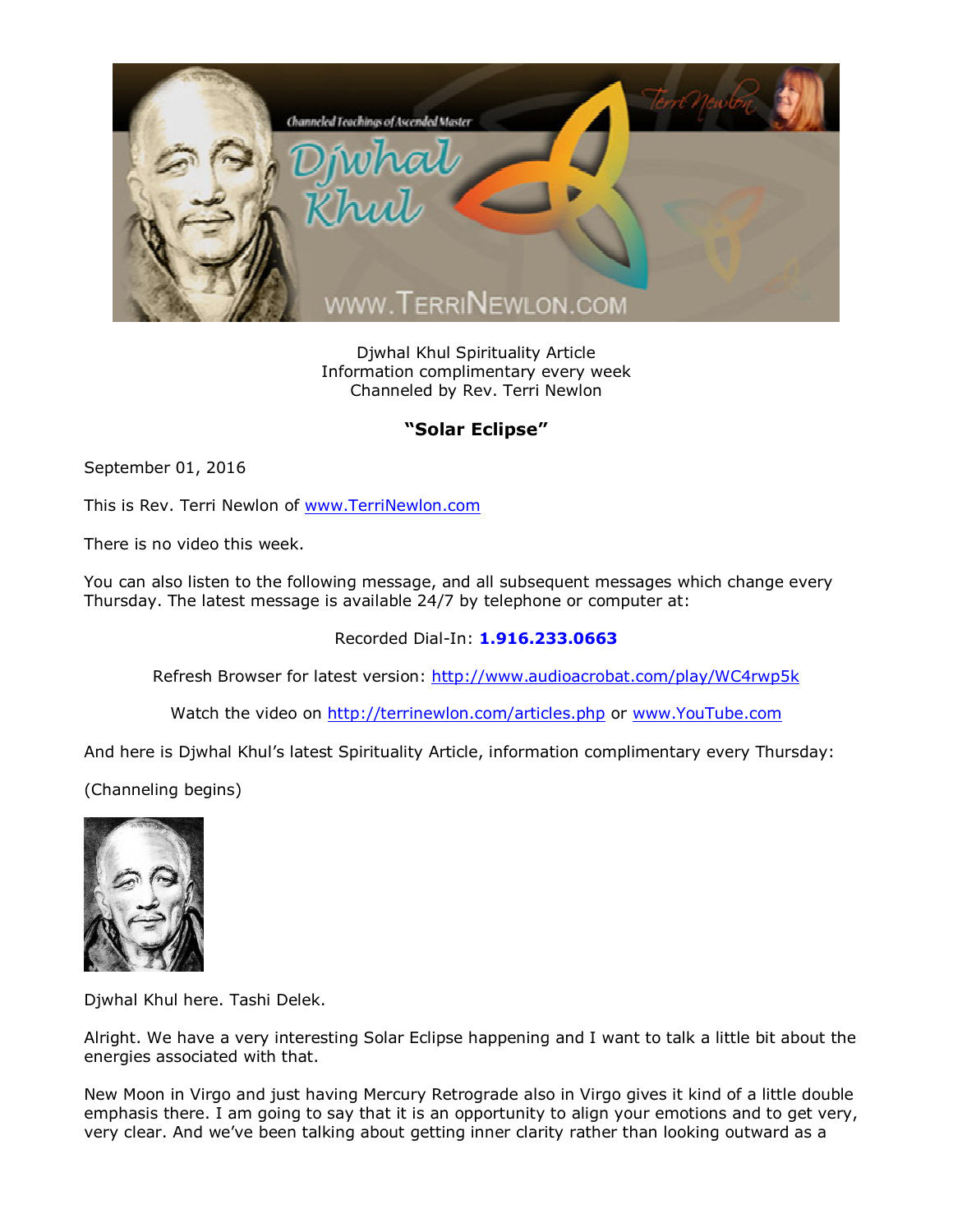Djwhal Khul Spirituality Article
Information complimentary every week
Channeled by Rev. Terri Newlon

## **"Solar Eclipse"**

September 01, 2016

This is Rev. Terri Newlon of www.TerriNewlon.com

There is no video this week.

You can also listen to the following message, and all subsequent messages which change every Thursday. The latest message is available 24/7 by telephone or computer at:

Recorded Dial-In: **1.916.233.0663**

Refresh Browser for latest version: http://www.audioacrobat.com/play/WC4rwp5k

Watch the video on http://terrinewlon.com/articles.php or www.YouTube.com

And here is Djwhal Khul's latest Spirituality Article, information complimentary every Thursday:

(Channeling begins)

Djwhal Khul here. Tashi Delek.

Alright. We have a very interesting Solar Eclipse happening and I want to talk a little bit about the energies associated with that.

New Moon in Virgo and just having Mercury Retrograde also in Virgo gives it kind of a little double emphasis there. I am going to say that it is an opportunity to align your emotions and to get very, very clear. And we've been talking about getting inner clarity rather than looking outward as a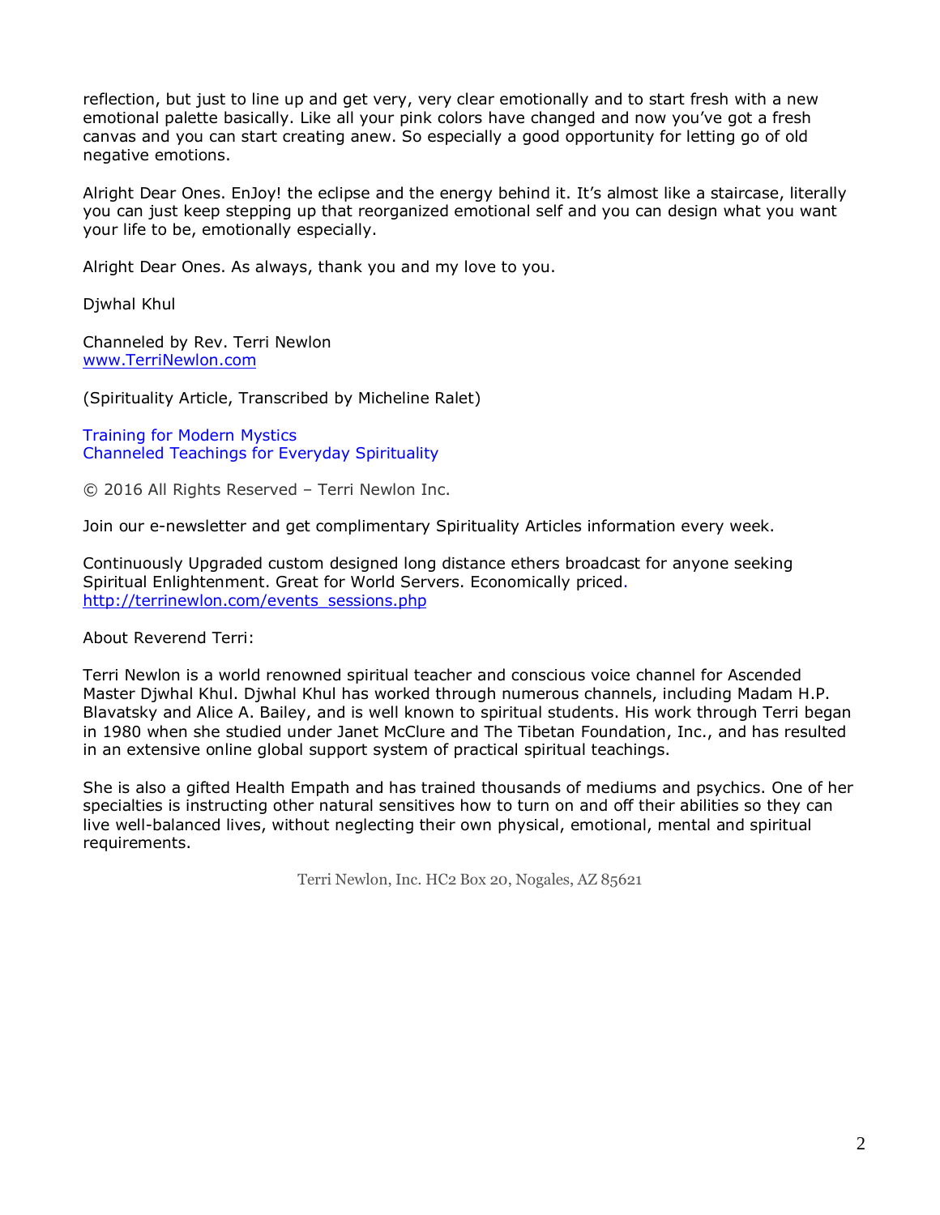reflection, but just to line up and get very, very clear emotionally and to start fresh with a new emotional palette basically. Like all your pink colors have changed and now you've got a fresh canvas and you can start creating anew. So especially a good opportunity for letting go of old negative emotions.

Alright Dear Ones. EnJoy! the eclipse and the energy behind it. It's almost like a staircase, literally you can just keep stepping up that reorganized emotional self and you can design what you want your life to be, emotionally especially.

Alright Dear Ones. As always, thank you and my love to you.

Djwhal Khul

Channeled by Rev. Terri Newlon
www.TerriNewlon.com

(Spirituality Article, Transcribed by Micheline Ralet)

Training for Modern Mystics
Channeled Teachings for Everyday Spirituality

© 2016 All Rights Reserved – Terri Newlon Inc.

Join our e-newsletter and get complimentary Spirituality Articles information every week.

Continuously Upgraded custom designed long distance ethers broadcast for anyone seeking Spiritual Enlightenment. Great for World Servers. Economically priced.
http://terrinewlon.com/events_sessions.php

About Reverend Terri:

Terri Newlon is a world renowned spiritual teacher and conscious voice channel for Ascended Master Djwhal Khul. Djwhal Khul has worked through numerous channels, including Madam H.P. Blavatsky and Alice A. Bailey, and is well known to spiritual students. His work through Terri began in 1980 when she studied under Janet McClure and The Tibetan Foundation, Inc., and has resulted in an extensive online global support system of practical spiritual teachings.

She is also a gifted Health Empath and has trained thousands of mediums and psychics. One of her specialties is instructing other natural sensitives how to turn on and off their abilities so they can live well-balanced lives, without neglecting their own physical, emotional, mental and spiritual requirements.

Terri Newlon, Inc. HC2 Box 20, Nogales, AZ 85621